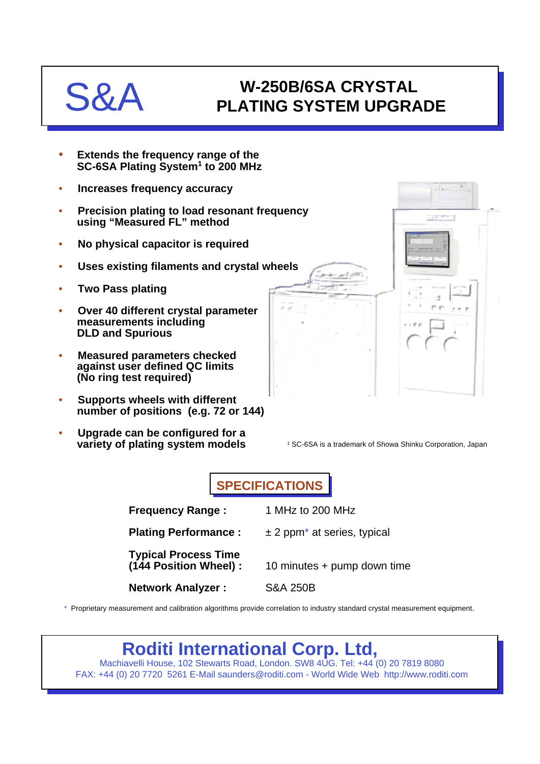# S&A

# W-250B/6SA CRYSTAL PLATING SYSTEM UPGRADE

- **Extends the frequency range of the SC-6SA Plating System[1] to 200 MHz**
- **Increases frequency accuracy**
- **Precision plating to load resonant frequency using "Measured FL" method**
- **No physical capacitor is required**
- **Uses existing filaments and crystal wheels**
- **Two Pass plating**
- **Over 40 different crystal parameter measurements including DLD and Spurious**
- **Measured parameters checked against user defined QC limits (No ring test required)**
- **Supports wheels with different number of positions (e.g. 72 or 144)**
- **Upgrade can be configured for a variety of plating system models**

[1] SC-6SA is a trademark of Showa Shinku Corporation, Japan

## SPECIFICATIONS

| | |
|---|---|
| **Frequency Range :** | 1 MHz to 200 MHz |
| **Plating Performance :** | ± 2 ppm* at series, typical |
| **Typical Process Time (144 Position Wheel) :** | 10 minutes + pump down time |
| **Network Analyzer :** | S&A 250B |

\* Proprietary measurement and calibration algorithms provide correlation to industry standard crystal measurement equipment.

## Roditi International Corp. Ltd,

Machiavelli House, 102 Stewarts Road, London. SW8 4UG. Tel: +44 (0) 20 7819 8080
FAX: +44 (0) 20 7720 5261 E-Mail saunders@roditi.com - World Wide Web http://www.roditi.com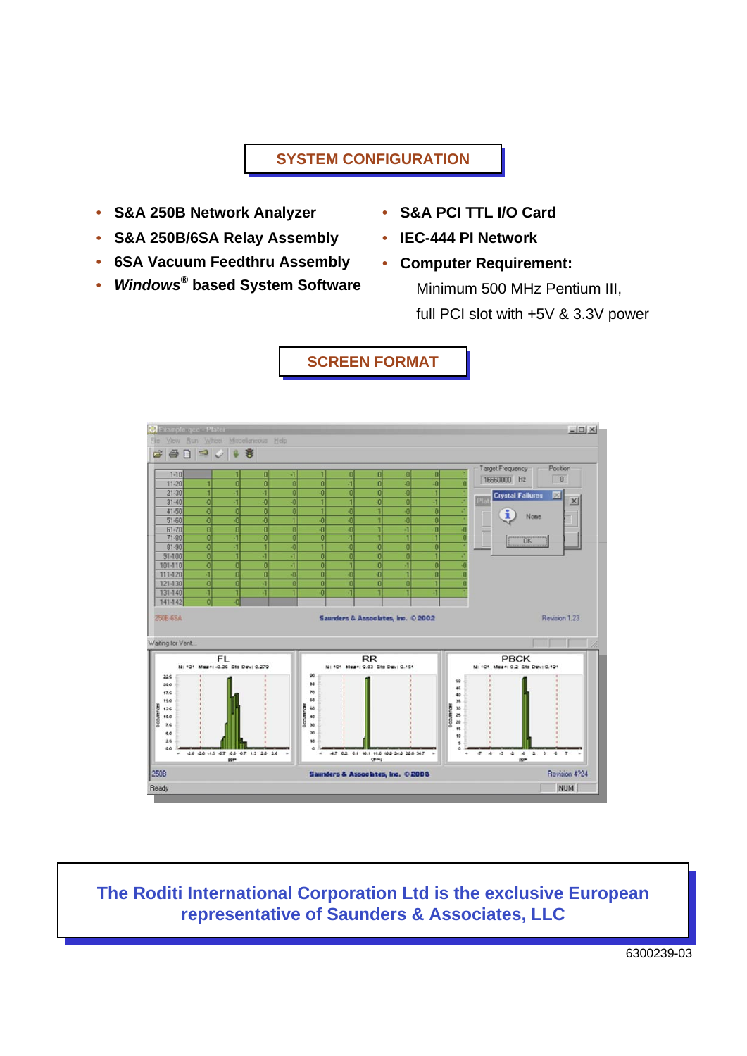## SYSTEM CONFIGURATION

- **S&A 250B Network Analyzer**
- **S&A 250B/6SA Relay Assembly**
- **6SA Vacuum Feedthru Assembly**
- ***Windows*® based System Software**
- **S&A PCI TTL I/O Card**
- **IEC-444 PI Network**
- **Computer Requirement:**

  Minimum 500 MHz Pentium III,

  full PCI slot with +5V & 3.3V power

## SCREEN FORMAT

**The Roditi International Corporation Ltd is the exclusive European representative of Saunders & Associates, LLC**

6300239-03